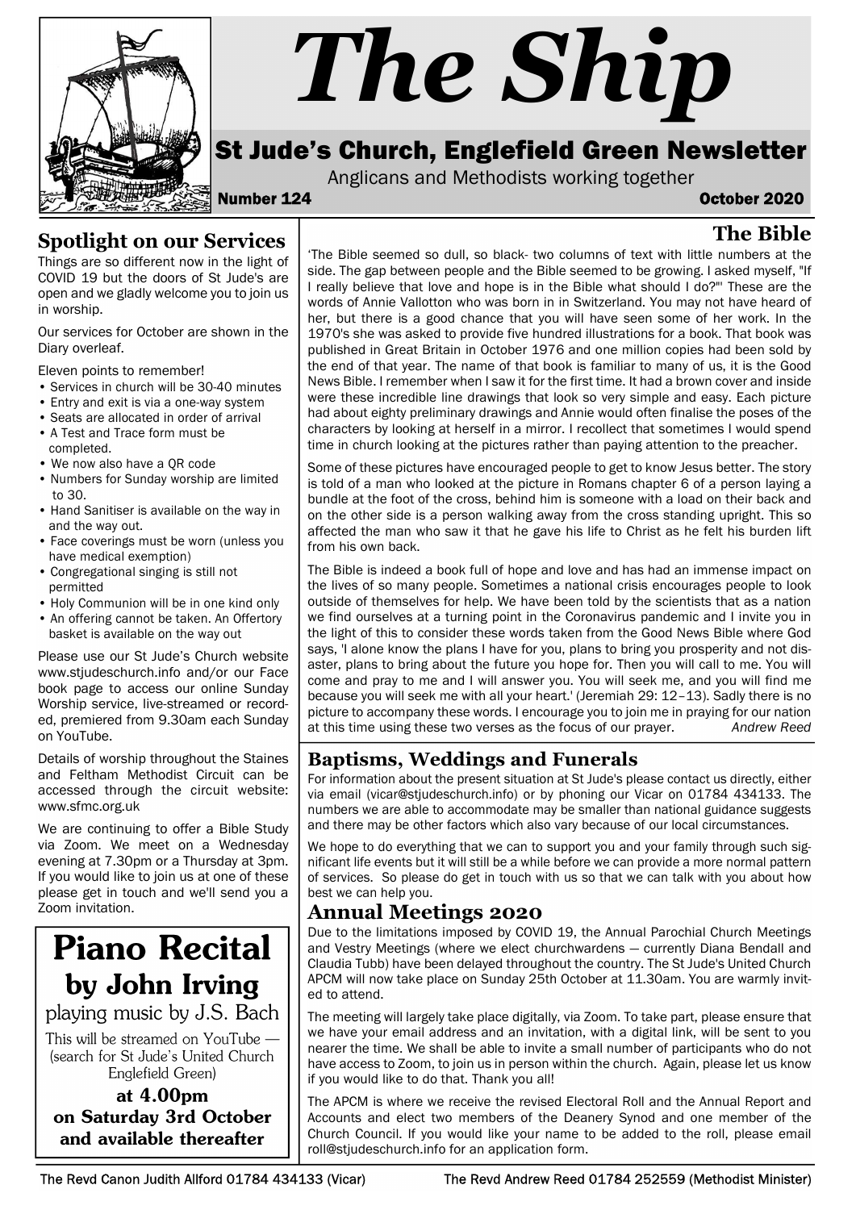# The Ship

## St Jude's Church, Englefield Green Newsletter

Anglicans and Methodists working together

**Number 124** **October 2020**

## Spotlight on our Services

Things are so different now in the light of COVID 19 but the doors of St Jude's are open and we gladly welcome you to join us in worship.

Our services for October are shown in the Diary overleaf.

Eleven points to remember!

- Services in church will be 30-40 minutes
- Entry and exit is via a one-way system
- Seats are allocated in order of arrival
- A Test and Trace form must be completed.
- We now also have a QR code
- Numbers for Sunday worship are limited to 30.
- Hand Sanitiser is available on the way in and the way out.
- Face coverings must be worn (unless you have medical exemption)
- Congregational singing is still not permitted
- Holy Communion will be in one kind only
- An offering cannot be taken. An Offertory basket is available on the way out

Please use our St Jude's Church website www.stjudeschurch.info and/or our Face book page to access our online Sunday Worship service, live-streamed or recorded, premiered from 9.30am each Sunday on YouTube.

Details of worship throughout the Staines and Feltham Methodist Circuit can be accessed through the circuit website: www.sfmc.org.uk

We are continuing to offer a Bible Study via Zoom. We meet on a Wednesday evening at 7.30pm or a Thursday at 3pm. If you would like to join us at one of these please get in touch and we'll send you a Zoom invitation.

## Piano Recital by John Irving

playing music by J.S. Bach

This will be streamed on YouTube — (search for St Jude's United Church Englefield Green)

**at 4.00pm on Saturday 3rd October and available thereafter**

## The Bible

'The Bible seemed so dull, so black- two columns of text with little numbers at the side. The gap between people and the Bible seemed to be growing. I asked myself, "If I really believe that love and hope is in the Bible what should I do?"' These are the words of Annie Vallotton who was born in in Switzerland. You may not have heard of her, but there is a good chance that you will have seen some of her work. In the 1970's she was asked to provide five hundred illustrations for a book. That book was published in Great Britain in October 1976 and one million copies had been sold by the end of that year. The name of that book is familiar to many of us, it is the Good News Bible. I remember when I saw it for the first time. It had a brown cover and inside were these incredible line drawings that look so very simple and easy. Each picture had about eighty preliminary drawings and Annie would often finalise the poses of the characters by looking at herself in a mirror. I recollect that sometimes I would spend time in church looking at the pictures rather than paying attention to the preacher.

Some of these pictures have encouraged people to get to know Jesus better. The story is told of a man who looked at the picture in Romans chapter 6 of a person laying a bundle at the foot of the cross, behind him is someone with a load on their back and on the other side is a person walking away from the cross standing upright. This so affected the man who saw it that he gave his life to Christ as he felt his burden lift from his own back.

The Bible is indeed a book full of hope and love and has had an immense impact on the lives of so many people. Sometimes a national crisis encourages people to look outside of themselves for help. We have been told by the scientists that as a nation we find ourselves at a turning point in the Coronavirus pandemic and I invite you in the light of this to consider these words taken from the Good News Bible where God says, 'I alone know the plans I have for you, plans to bring you prosperity and not disaster, plans to bring about the future you hope for. Then you will call to me. You will come and pray to me and I will answer you. You will seek me, and you will find me because you will seek me with all your heart.' (Jeremiah 29: 12–13). Sadly there is no picture to accompany these words. I encourage you to join me in praying for our nation at this time using these two verses as the focus of our prayer. *Andrew Reed*

## Baptisms, Weddings and Funerals

For information about the present situation at St Jude's please contact us directly, either via email (vicar@stjudeschurch.info) or by phoning our Vicar on 01784 434133. The numbers we are able to accommodate may be smaller than national guidance suggests and there may be other factors which also vary because of our local circumstances.

We hope to do everything that we can to support you and your family through such significant life events but it will still be a while before we can provide a more normal pattern of services. So please do get in touch with us so that we can talk with you about how best we can help you.

## Annual Meetings 2020

Due to the limitations imposed by COVID 19, the Annual Parochial Church Meetings and Vestry Meetings (where we elect churchwardens — currently Diana Bendall and Claudia Tubb) have been delayed throughout the country. The St Jude's United Church APCM will now take place on Sunday 25th October at 11.30am. You are warmly invited to attend.

The meeting will largely take place digitally, via Zoom. To take part, please ensure that we have your email address and an invitation, with a digital link, will be sent to you nearer the time. We shall be able to invite a small number of participants who do not have access to Zoom, to join us in person within the church. Again, please let us know if you would like to do that. Thank you all!

The APCM is where we receive the revised Electoral Roll and the Annual Report and Accounts and elect two members of the Deanery Synod and one member of the Church Council. If you would like your name to be added to the roll, please email roll@stjudeschurch.info for an application form.

The Revd Canon Judith Allford 01784 434133 (Vicar) The Revd Andrew Reed 01784 252559 (Methodist Minister)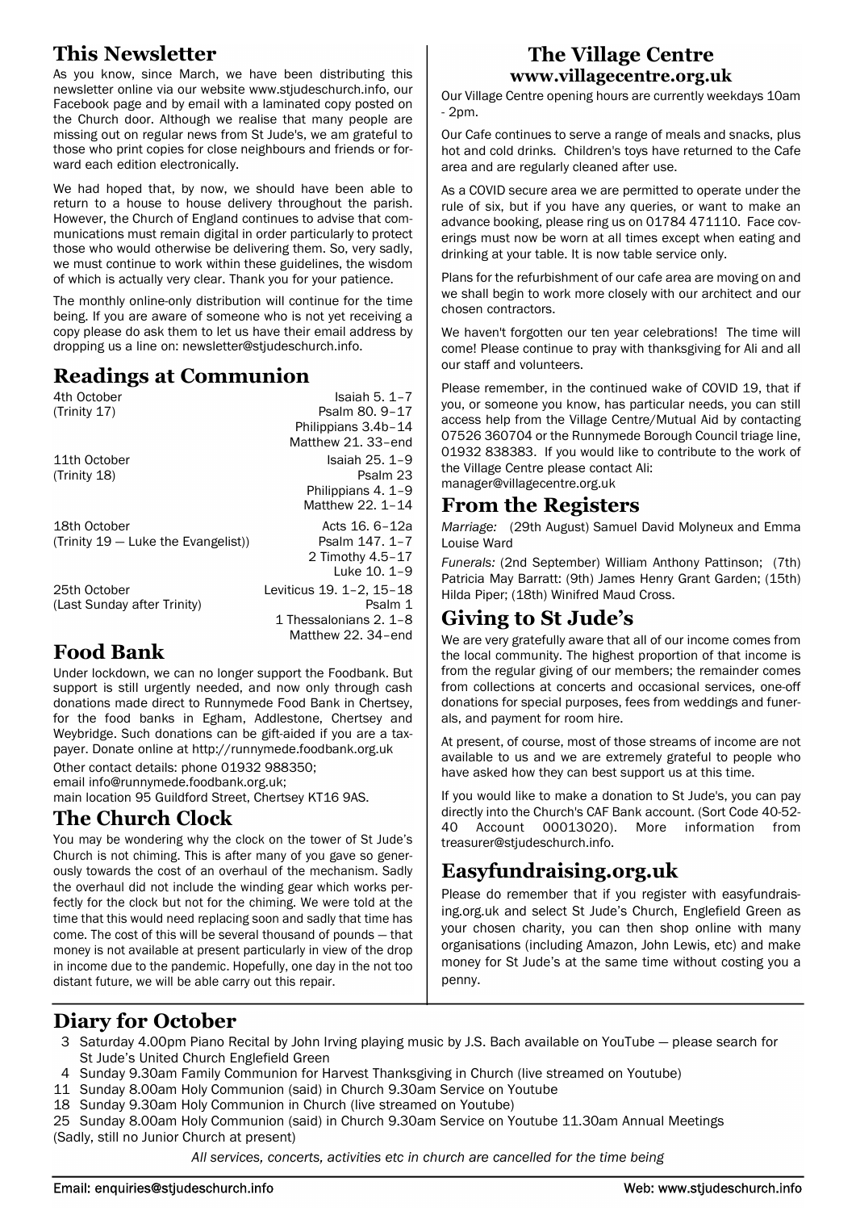## This Newsletter

As you know, since March, we have been distributing this newsletter online via our website www.stjudeschurch.info, our Facebook page and by email with a laminated copy posted on the Church door. Although we realise that many people are missing out on regular news from St Jude's, we am grateful to those who print copies for close neighbours and friends or forward each edition electronically.

We had hoped that, by now, we should have been able to return to a house to house delivery throughout the parish. However, the Church of England continues to advise that communications must remain digital in order particularly to protect those who would otherwise be delivering them. So, very sadly, we must continue to work within these guidelines, the wisdom of which is actually very clear. Thank you for your patience.

The monthly online-only distribution will continue for the time being. If you are aware of someone who is not yet receiving a copy please do ask them to let us have their email address by dropping us a line on: newsletter@stjudeschurch.info.

## Readings at Communion

| | |
|---|---|
| 4th October (Trinity 17) | Isaiah 5. 1–7<br>Psalm 80. 9–17<br>Philippians 3.4b–14<br>Matthew 21. 33–end |
| 11th October (Trinity 18) | Isaiah 25. 1–9<br>Psalm 23<br>Philippians 4. 1–9<br>Matthew 22. 1–14 |
| 18th October (Trinity 19 — Luke the Evangelist)) | Acts 16. 6–12a<br>Psalm 147. 1–7<br>2 Timothy 4.5–17<br>Luke 10. 1–9 |
| 25th October (Last Sunday after Trinity) | Leviticus 19. 1–2, 15–18<br>Psalm 1<br>1 Thessalonians 2. 1–8<br>Matthew 22. 34–end |

## Food Bank

Under lockdown, we can no longer support the Foodbank. But support is still urgently needed, and now only through cash donations made direct to Runnymede Food Bank in Chertsey, for the food banks in Egham, Addlestone, Chertsey and Weybridge. Such donations can be gift-aided if you are a taxpayer. Donate online at http://runnymede.foodbank.org.uk

Other contact details: phone 01932 988350;
email info@runnymede.foodbank.org.uk;
main location 95 Guildford Street, Chertsey KT16 9AS.

## The Church Clock

You may be wondering why the clock on the tower of St Jude's Church is not chiming. This is after many of you gave so generously towards the cost of an overhaul of the mechanism. Sadly the overhaul did not include the winding gear which works perfectly for the clock but not for the chiming. We were told at the time that this would need replacing soon and sadly that time has come. The cost of this will be several thousand of pounds — that money is not available at present particularly in view of the drop in income due to the pandemic. Hopefully, one day in the not too distant future, we will be able carry out this repair.

## The Village Centre
### www.villagecentre.org.uk

Our Village Centre opening hours are currently weekdays 10am - 2pm.

Our Cafe continues to serve a range of meals and snacks, plus hot and cold drinks. Children's toys have returned to the Cafe area and are regularly cleaned after use.

As a COVID secure area we are permitted to operate under the rule of six, but if you have any queries, or want to make an advance booking, please ring us on 01784 471110. Face coverings must now be worn at all times except when eating and drinking at your table. It is now table service only.

Plans for the refurbishment of our cafe area are moving on and we shall begin to work more closely with our architect and our chosen contractors.

We haven't forgotten our ten year celebrations! The time will come! Please continue to pray with thanksgiving for Ali and all our staff and volunteers.

Please remember, in the continued wake of COVID 19, that if you, or someone you know, has particular needs, you can still access help from the Village Centre/Mutual Aid by contacting 07526 360704 or the Runnymede Borough Council triage line, 01932 838383. If you would like to contribute to the work of the Village Centre please contact Ali:
manager@villagecentre.org.uk

## From the Registers

*Marriage:* (29th August) Samuel David Molyneux and Emma Louise Ward

*Funerals:* (2nd September) William Anthony Pattinson; (7th) Patricia May Barratt: (9th) James Henry Grant Garden; (15th) Hilda Piper; (18th) Winifred Maud Cross.

## Giving to St Jude's

We are very gratefully aware that all of our income comes from the local community. The highest proportion of that income is from the regular giving of our members; the remainder comes from collections at concerts and occasional services, one-off donations for special purposes, fees from weddings and funerals, and payment for room hire.

At present, of course, most of those streams of income are not available to us and we are extremely grateful to people who have asked how they can best support us at this time.

If you would like to make a donation to St Jude's, you can pay directly into the Church's CAF Bank account. (Sort Code 40-52-40 Account 00013020). More information from treasurer@stjudeschurch.info.

## Easyfundraising.org.uk

Please do remember that if you register with easyfundraising.org.uk and select St Jude's Church, Englefield Green as your chosen charity, you can then shop online with many organisations (including Amazon, John Lewis, etc) and make money for St Jude's at the same time without costing you a penny.

## Diary for October

3 Saturday 4.00pm Piano Recital by John Irving playing music by J.S. Bach available on YouTube — please search for St Jude's United Church Englefield Green
4 Sunday 9.30am Family Communion for Harvest Thanksgiving in Church (live streamed on Youtube)
11 Sunday 8.00am Holy Communion (said) in Church 9.30am Service on Youtube
18 Sunday 9.30am Holy Communion in Church (live streamed on Youtube)
25 Sunday 8.00am Holy Communion (said) in Church 9.30am Service on Youtube 11.30am Annual Meetings
(Sadly, still no Junior Church at present)

*All services, concerts, activities etc in church are cancelled for the time being*

Email: enquiries@stjudeschurch.info Web: www.stjudeschurch.info